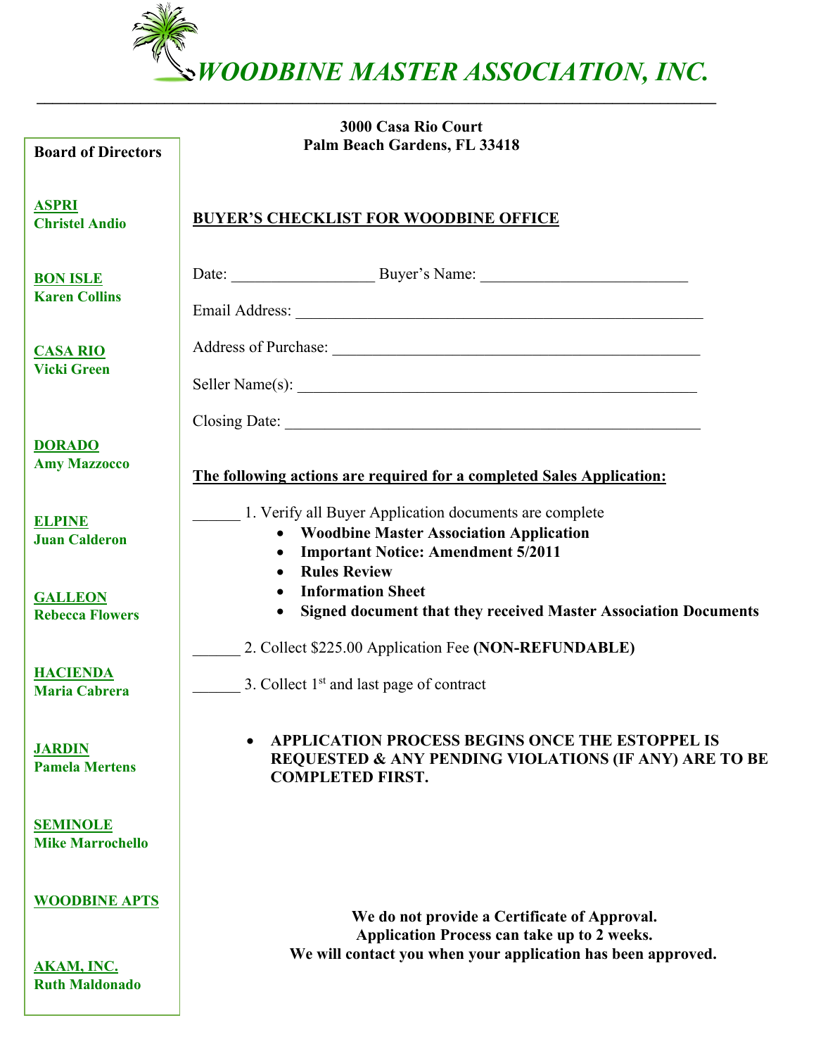# *WOODBINE MASTER ASSOCIATION, INC.*

**3000 Casa Rio Court**
**Palm Beach Gardens, FL 33418**

**Board of Directors**

**ASPRI**
**Christel Andio**

**BON ISLE**
**Karen Collins**

**CASA RIO**
**Vicki Green**

**DORADO**
**Amy Mazzocco**

**ELPINE**
**Juan Calderon**

**GALLEON**
**Rebecca Flowers**

**HACIENDA**
**Maria Cabrera**

**JARDIN**
**Pamela Mertens**

**SEMINOLE**
**Mike Marrochello**

**WOODBINE APTS**

**AKAM, INC.**
**Ruth Maldonado**

## BUYER'S CHECKLIST FOR WOODBINE OFFICE

Date: __________________ Buyer's Name: ___________________________

Email Address: _____________________________________________________

Address of Purchase: ________________________________________________

Seller Name(s): ____________________________________________________

Closing Date: ______________________________________________________

**The following actions are required for a completed Sales Application:**

______ 1. Verify all Buyer Application documents are complete

- **Woodbine Master Association Application**
- **Important Notice: Amendment 5/2011**
- **Rules Review**
- **Information Sheet**
- **Signed document that they received Master Association Documents**

______ 2. Collect $225.00 Application Fee **(NON-REFUNDABLE)**

______ 3. Collect 1st and last page of contract

- **APPLICATION PROCESS BEGINS ONCE THE ESTOPPEL IS REQUESTED & ANY PENDING VIOLATIONS (IF ANY) ARE TO BE COMPLETED FIRST.**

**We do not provide a Certificate of Approval.**
**Application Process can take up to 2 weeks.**
**We will contact you when your application has been approved.**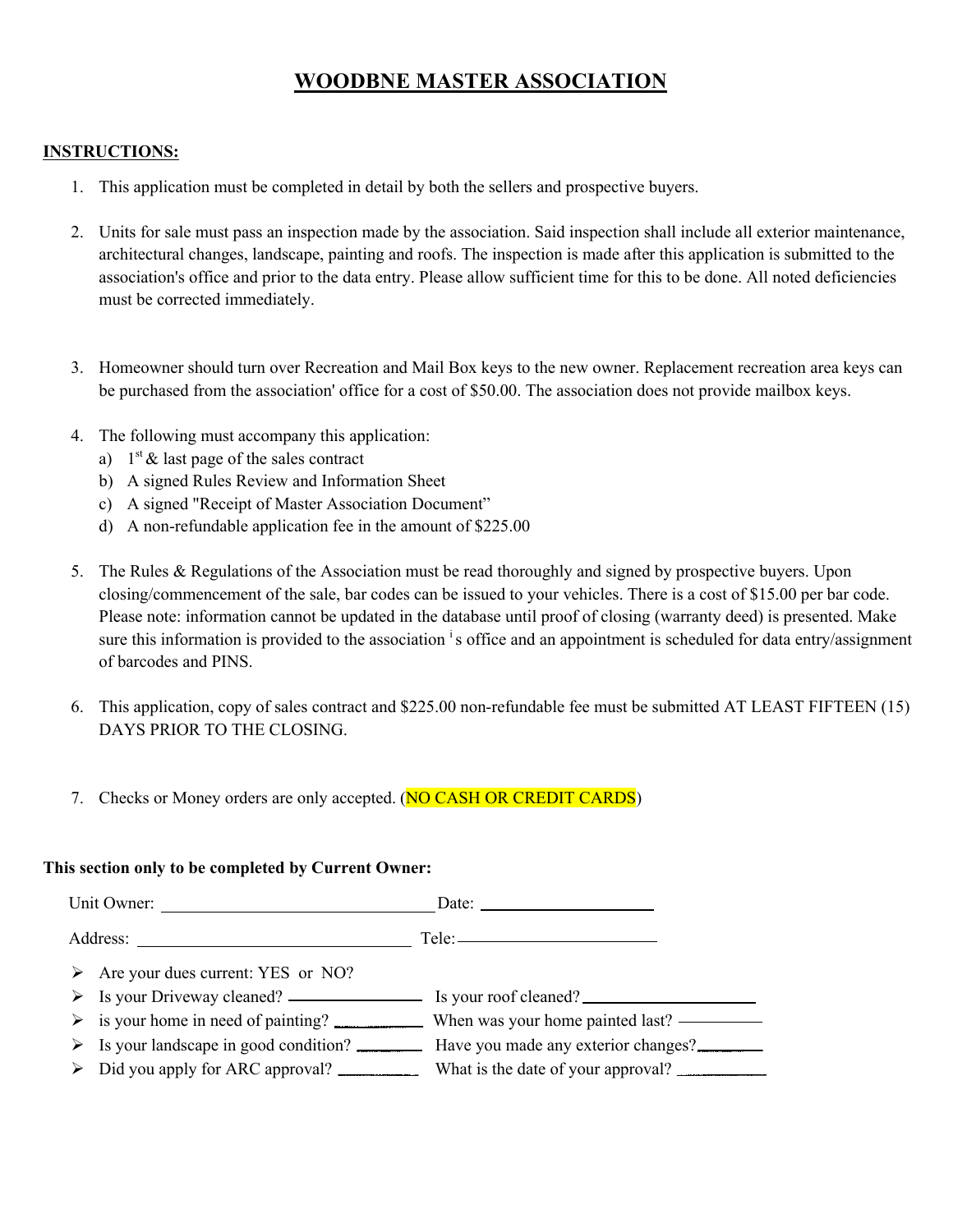# WOODBNE MASTER ASSOCIATION

**INSTRUCTIONS:**

1. This application must be completed in detail by both the sellers and prospective buyers.

2. Units for sale must pass an inspection made by the association. Said inspection shall include all exterior maintenance, architectural changes, landscape, painting and roofs. The inspection is made after this application is submitted to the association's office and prior to the data entry. Please allow sufficient time for this to be done. All noted deficiencies must be corrected immediately.

3. Homeowner should turn over Recreation and Mail Box keys to the new owner. Replacement recreation area keys can be purchased from the association' office for a cost of $50.00. The association does not provide mailbox keys.

4. The following must accompany this application:
   a) 1st & last page of the sales contract
   b) A signed Rules Review and Information Sheet
   c) A signed "Receipt of Master Association Document"
   d) A non-refundable application fee in the amount of $225.00

5. The Rules & Regulations of the Association must be read thoroughly and signed by prospective buyers. Upon closing/commencement of the sale, bar codes can be issued to your vehicles. There is a cost of $15.00 per bar code. Please note: information cannot be updated in the database until proof of closing (warranty deed) is presented. Make sure this information is provided to the association's office and an appointment is scheduled for data entry/assignment of barcodes and PINS.

6. This application, copy of sales contract and $225.00 non-refundable fee must be submitted AT LEAST FIFTEEN (15) DAYS PRIOR TO THE CLOSING.

7. Checks or Money orders are only accepted. (NO CASH OR CREDIT CARDS)

**This section only to be completed by Current Owner:**

Unit Owner: ______________________________ Date: ____________________

Address: ______________________________ Tele: ______________________

- Are your dues current: YES or NO?
- Is your Driveway cleaned? ______________ Is your roof cleaned? ____________________
- is your home in need of painting? __________ When was your home painted last? __________
- Is your landscape in good condition? ________ Have you made any exterior changes? ________
- Did you apply for ARC approval? __________ What is the date of your approval? __________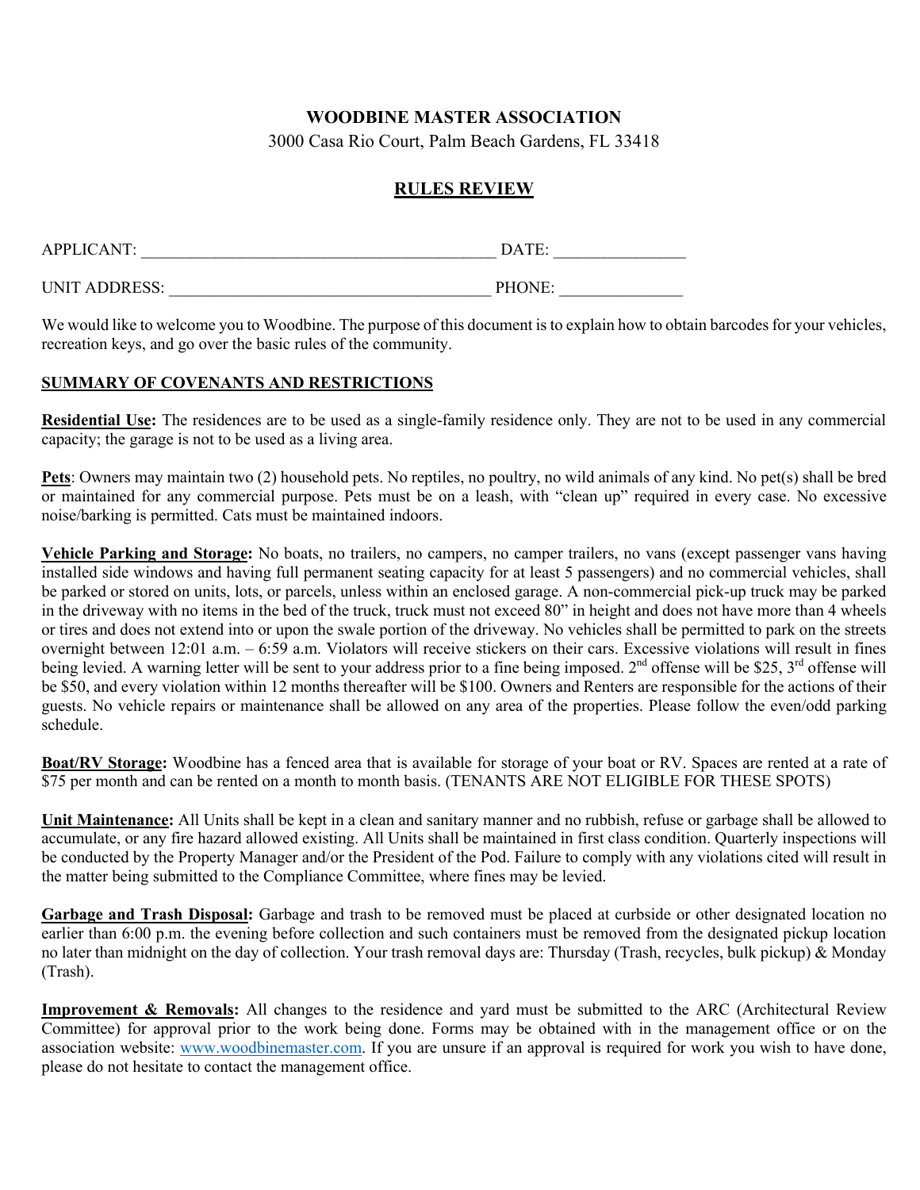**WOODBINE MASTER ASSOCIATION**

3000 Casa Rio Court, Palm Beach Gardens, FL 33418

**RULES REVIEW**

APPLICANT: ___________________________________________ DATE: ________________

UNIT ADDRESS: ______________________________________ PHONE: _______________

We would like to welcome you to Woodbine. The purpose of this document is to explain how to obtain barcodes for your vehicles, recreation keys, and go over the basic rules of the community.

**SUMMARY OF COVENANTS AND RESTRICTIONS**

**Residential Use:** The residences are to be used as a single-family residence only. They are not to be used in any commercial capacity; the garage is not to be used as a living area.

**Pets**: Owners may maintain two (2) household pets. No reptiles, no poultry, no wild animals of any kind. No pet(s) shall be bred or maintained for any commercial purpose. Pets must be on a leash, with "clean up" required in every case. No excessive noise/barking is permitted. Cats must be maintained indoors.

**Vehicle Parking and Storage:** No boats, no trailers, no campers, no camper trailers, no vans (except passenger vans having installed side windows and having full permanent seating capacity for at least 5 passengers) and no commercial vehicles, shall be parked or stored on units, lots, or parcels, unless within an enclosed garage. A non-commercial pick-up truck may be parked in the driveway with no items in the bed of the truck, truck must not exceed 80" in height and does not have more than 4 wheels or tires and does not extend into or upon the swale portion of the driveway. No vehicles shall be permitted to park on the streets overnight between 12:01 a.m. – 6:59 a.m. Violators will receive stickers on their cars. Excessive violations will result in fines being levied. A warning letter will be sent to your address prior to a fine being imposed. 2nd offense will be $25, 3rd offense will be $50, and every violation within 12 months thereafter will be $100. Owners and Renters are responsible for the actions of their guests. No vehicle repairs or maintenance shall be allowed on any area of the properties. Please follow the even/odd parking schedule.

**Boat/RV Storage:** Woodbine has a fenced area that is available for storage of your boat or RV. Spaces are rented at a rate of $75 per month and can be rented on a month to month basis. (TENANTS ARE NOT ELIGIBLE FOR THESE SPOTS)

**Unit Maintenance:** All Units shall be kept in a clean and sanitary manner and no rubbish, refuse or garbage shall be allowed to accumulate, or any fire hazard allowed existing. All Units shall be maintained in first class condition. Quarterly inspections will be conducted by the Property Manager and/or the President of the Pod. Failure to comply with any violations cited will result in the matter being submitted to the Compliance Committee, where fines may be levied.

**Garbage and Trash Disposal:** Garbage and trash to be removed must be placed at curbside or other designated location no earlier than 6:00 p.m. the evening before collection and such containers must be removed from the designated pickup location no later than midnight on the day of collection. Your trash removal days are: Thursday (Trash, recycles, bulk pickup) & Monday (Trash).

**Improvement & Removals:** All changes to the residence and yard must be submitted to the ARC (Architectural Review Committee) for approval prior to the work being done. Forms may be obtained with in the management office or on the association website: www.woodbinemaster.com. If you are unsure if an approval is required for work you wish to have done, please do not hesitate to contact the management office.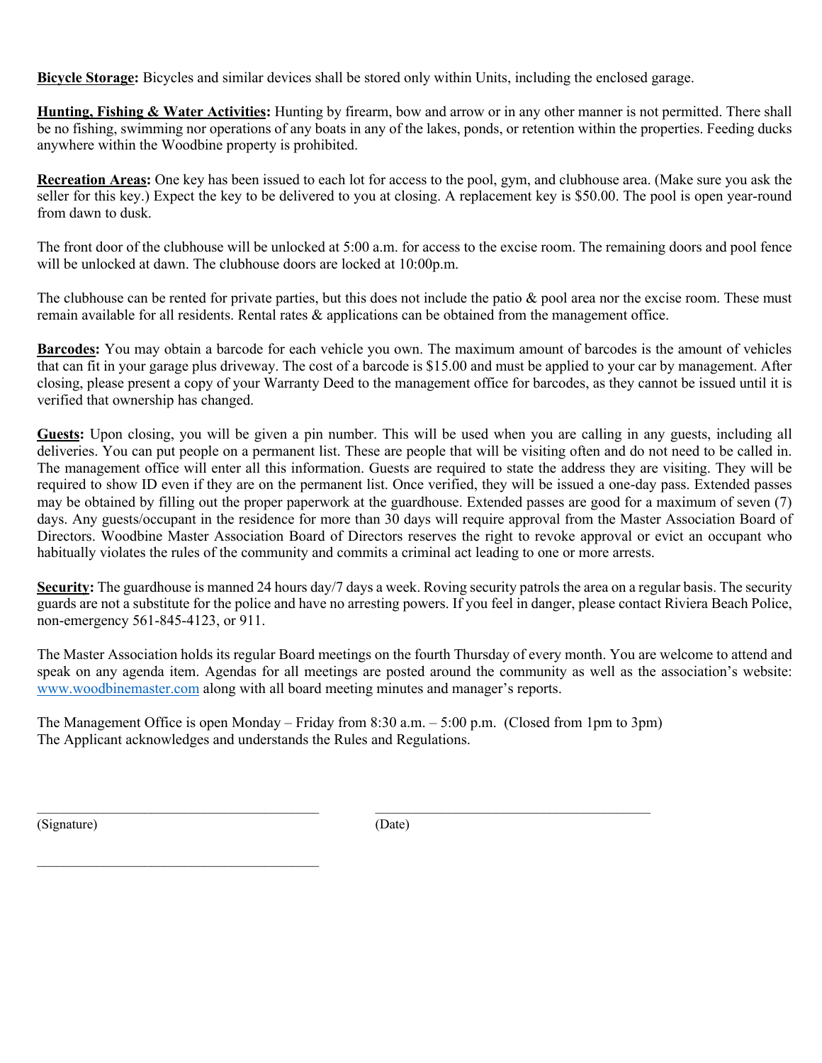**<u>Bicycle Storage</u>:** Bicycles and similar devices shall be stored only within Units, including the enclosed garage.

**<u>Hunting, Fishing & Water Activities</u>:** Hunting by firearm, bow and arrow or in any other manner is not permitted. There shall be no fishing, swimming nor operations of any boats in any of the lakes, ponds, or retention within the properties. Feeding ducks anywhere within the Woodbine property is prohibited.

**<u>Recreation Areas</u>:** One key has been issued to each lot for access to the pool, gym, and clubhouse area. (Make sure you ask the seller for this key.) Expect the key to be delivered to you at closing. A replacement key is $50.00. The pool is open year-round from dawn to dusk.

The front door of the clubhouse will be unlocked at 5:00 a.m. for access to the excise room. The remaining doors and pool fence will be unlocked at dawn. The clubhouse doors are locked at 10:00p.m.

The clubhouse can be rented for private parties, but this does not include the patio & pool area nor the excise room. These must remain available for all residents. Rental rates & applications can be obtained from the management office.

**<u>Barcodes</u>:** You may obtain a barcode for each vehicle you own. The maximum amount of barcodes is the amount of vehicles that can fit in your garage plus driveway. The cost of a barcode is $15.00 and must be applied to your car by management. After closing, please present a copy of your Warranty Deed to the management office for barcodes, as they cannot be issued until it is verified that ownership has changed.

**<u>Guests</u>:** Upon closing, you will be given a pin number. This will be used when you are calling in any guests, including all deliveries. You can put people on a permanent list. These are people that will be visiting often and do not need to be called in. The management office will enter all this information. Guests are required to state the address they are visiting. They will be required to show ID even if they are on the permanent list. Once verified, they will be issued a one-day pass. Extended passes may be obtained by filling out the proper paperwork at the guardhouse. Extended passes are good for a maximum of seven (7) days. Any guests/occupant in the residence for more than 30 days will require approval from the Master Association Board of Directors. Woodbine Master Association Board of Directors reserves the right to revoke approval or evict an occupant who habitually violates the rules of the community and commits a criminal act leading to one or more arrests.

**<u>Security</u>:** The guardhouse is manned 24 hours day/7 days a week. Roving security patrols the area on a regular basis. The security guards are not a substitute for the police and have no arresting powers. If you feel in danger, please contact Riviera Beach Police, non-emergency 561-845-4123, or 911.

The Master Association holds its regular Board meetings on the fourth Thursday of every month. You are welcome to attend and speak on any agenda item. Agendas for all meetings are posted around the community as well as the association's website: www.woodbinemaster.com along with all board meeting minutes and manager's reports.

The Management Office is open Monday – Friday from 8:30 a.m. – 5:00 p.m. (Closed from 1pm to 3pm)
The Applicant acknowledges and understands the Rules and Regulations.

\_\_\_\_\_\_\_\_\_\_\_\_\_\_\_\_\_\_\_\_\_\_\_\_\_\_\_\_\_\_\_\_\_\_\_\_\_\_\_\_ \_\_\_\_\_\_\_\_\_\_\_\_\_\_\_\_\_\_\_\_\_\_\_\_\_\_\_\_\_\_\_\_\_\_\_\_\_\_\_\_
(Signature) (Date)

\_\_\_\_\_\_\_\_\_\_\_\_\_\_\_\_\_\_\_\_\_\_\_\_\_\_\_\_\_\_\_\_\_\_\_\_\_\_\_\_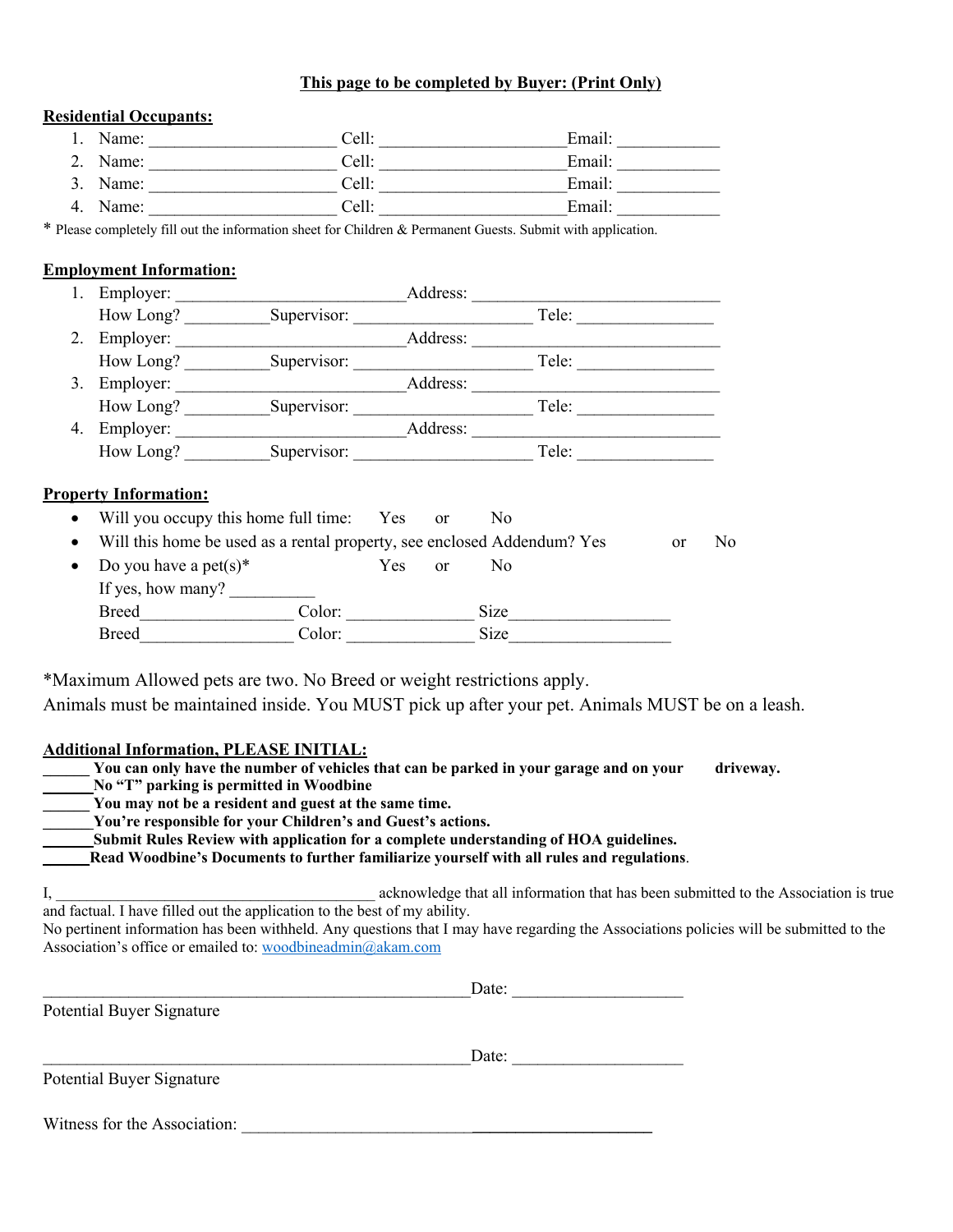**This page to be completed by Buyer: (Print Only)**

**Residential Occupants:**

1. Name: ______________________ Cell: ______________________ Email: ____________
2. Name: ______________________ Cell: ______________________ Email: ____________
3. Name: ______________________ Cell: ______________________ Email: ____________
4. Name: ______________________ Cell: ______________________ Email: ____________

\* Please completely fill out the information sheet for Children & Permanent Guests. Submit with application.

**Employment Information:**

1. Employer: ___________________________ Address: ______________________________
   How Long? __________ Supervisor: ______________________ Tele: ________________
2. Employer: ___________________________ Address: ______________________________
   How Long? __________ Supervisor: ______________________ Tele: ________________
3. Employer: ___________________________ Address: ______________________________
   How Long? __________ Supervisor: ______________________ Tele: ________________
4. Employer: ___________________________ Address: ______________________________
   How Long? __________ Supervisor: ______________________ Tele: ________________

**Property Information:**

- Will you occupy this home full time: Yes or No
- Will this home be used as a rental property, see enclosed Addendum? Yes or No
- Do you have a pet(s)* Yes or No

  If yes, how many? __________

  Breed__________________ Color: _______________ Size___________________

  Breed__________________ Color: _______________ Size___________________

\*Maximum Allowed pets are two. No Breed or weight restrictions apply.
Animals must be maintained inside. You MUST pick up after your pet. Animals MUST be on a leash.

**Additional Information, PLEASE INITIAL:**

**______ You can only have the number of vehicles that can be parked in your garage and on your driveway.**
**______No "T" parking is permitted in Woodbine**
**______ You may not be a resident and guest at the same time.**
**______You're responsible for your Children's and Guest's actions.**
**______Submit Rules Review with application for a complete understanding of HOA guidelines.**
**______Read Woodbine's Documents to further familiarize yourself with all rules and regulations**.

I, ________________________________________ acknowledge that all information that has been submitted to the Association is true and factual. I have filled out the application to the best of my ability.
No pertinent information has been withheld. Any questions that I may have regarding the Associations policies will be submitted to the Association's office or emailed to: woodbineadmin@akam.com

_____________________________________________________ Date: _____________________
Potential Buyer Signature

_____________________________________________________ Date: _____________________
Potential Buyer Signature

Witness for the Association: ________________________________________________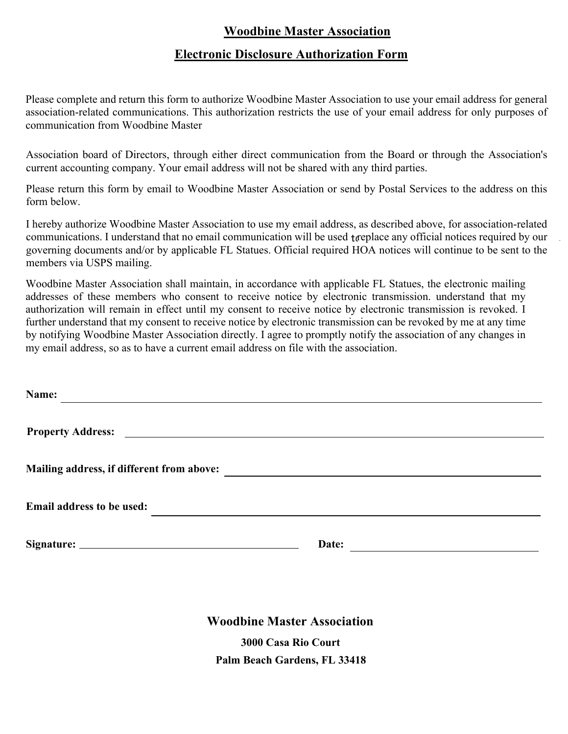# Woodbine Master Association

## Electronic Disclosure Authorization Form

Please complete and return this form to authorize Woodbine Master Association to use your email address for general association-related communications. This authorization restricts the use of your email address for only purposes of communication from Woodbine Master

Association board of Directors, through either direct communication from the Board or through the Association's current accounting company. Your email address will not be shared with any third parties.

Please return this form by email to Woodbine Master Association or send by Postal Services to the address on this form below.

I hereby authorize Woodbine Master Association to use my email address, as described above, for association-related communications. I understand that no email communication will be used to replace any official notices required by our governing documents and/or by applicable FL Statues. Official required HOA notices will continue to be sent to the members via USPS mailing.

Woodbine Master Association shall maintain, in accordance with applicable FL Statues, the electronic mailing addresses of these members who consent to receive notice by electronic transmission. understand that my authorization will remain in effect until my consent to receive notice by electronic transmission is revoked. I further understand that my consent to receive notice by electronic transmission can be revoked by me at any time by notifying Woodbine Master Association directly. I agree to promptly notify the association of any changes in my email address, so as to have a current email address on file with the association.

**Name:** ______________________________________________

**Property Address:** ______________________________________________

**Mailing address, if different from above:** ______________________________________________

**Email address to be used:** ______________________________________________

**Signature:** ______________________________ **Date:** ______________________________

**Woodbine Master Association**

**3000 Casa Rio Court**

**Palm Beach Gardens, FL 33418**